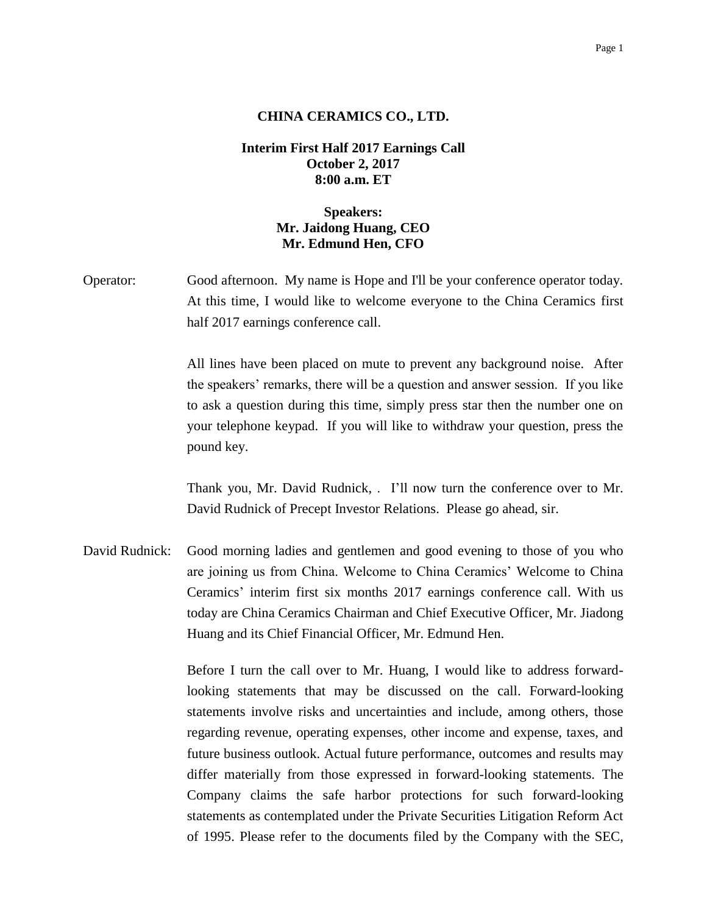**CHINA CERAMICS CO., LTD.**

**Interim First Half 2017 Earnings Call**
**October 2, 2017**
**8:00 a.m. ET**

**Speakers:**
**Mr. Jaidong Huang, CEO**
**Mr. Edmund Hen, CFO**

Operator: Good afternoon. My name is Hope and I'll be your conference operator today. At this time, I would like to welcome everyone to the China Ceramics first half 2017 earnings conference call.

All lines have been placed on mute to prevent any background noise. After the speakers' remarks, there will be a question and answer session. If you like to ask a question during this time, simply press star then the number one on your telephone keypad. If you will like to withdraw your question, press the pound key.

Thank you, Mr. David Rudnick, . I'll now turn the conference over to Mr. David Rudnick of Precept Investor Relations. Please go ahead, sir.

David Rudnick: Good morning ladies and gentlemen and good evening to those of you who are joining us from China. Welcome to China Ceramics' Welcome to China Ceramics' interim first six months 2017 earnings conference call. With us today are China Ceramics Chairman and Chief Executive Officer, Mr. Jiadong Huang and its Chief Financial Officer, Mr. Edmund Hen.

Before I turn the call over to Mr. Huang, I would like to address forward-looking statements that may be discussed on the call. Forward-looking statements involve risks and uncertainties and include, among others, those regarding revenue, operating expenses, other income and expense, taxes, and future business outlook. Actual future performance, outcomes and results may differ materially from those expressed in forward-looking statements. The Company claims the safe harbor protections for such forward-looking statements as contemplated under the Private Securities Litigation Reform Act of 1995. Please refer to the documents filed by the Company with the SEC,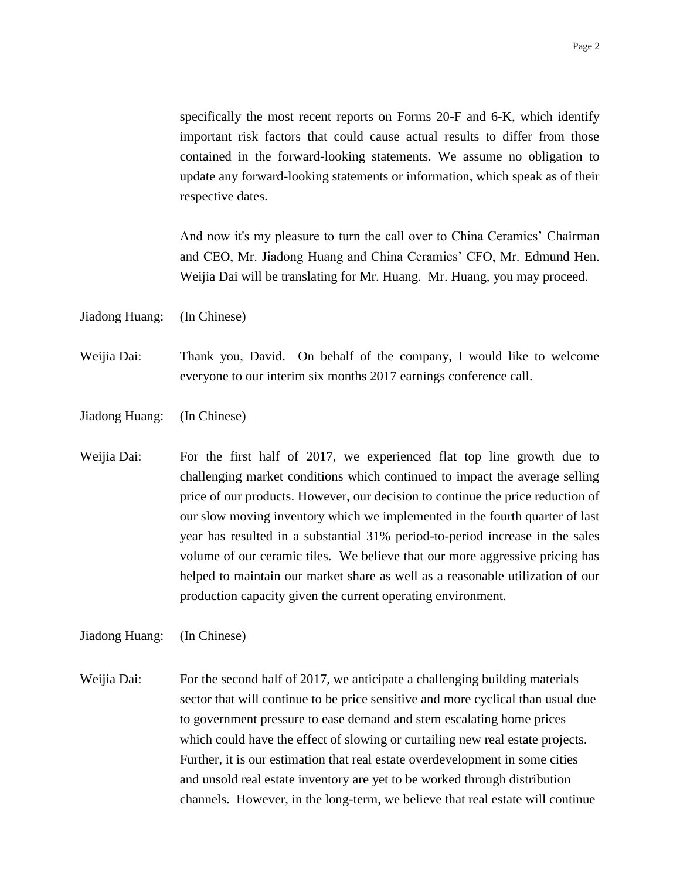specifically the most recent reports on Forms 20-F and 6-K, which identify important risk factors that could cause actual results to differ from those contained in the forward-looking statements. We assume no obligation to update any forward-looking statements or information, which speak as of their respective dates.

And now it's my pleasure to turn the call over to China Ceramics' Chairman and CEO, Mr. Jiadong Huang and China Ceramics' CFO, Mr. Edmund Hen. Weijia Dai will be translating for Mr. Huang. Mr. Huang, you may proceed.

Jiadong Huang: (In Chinese)

Weijia Dai: Thank you, David. On behalf of the company, I would like to welcome everyone to our interim six months 2017 earnings conference call.

Jiadong Huang: (In Chinese)

Weijia Dai: For the first half of 2017, we experienced flat top line growth due to challenging market conditions which continued to impact the average selling price of our products. However, our decision to continue the price reduction of our slow moving inventory which we implemented in the fourth quarter of last year has resulted in a substantial 31% period-to-period increase in the sales volume of our ceramic tiles. We believe that our more aggressive pricing has helped to maintain our market share as well as a reasonable utilization of our production capacity given the current operating environment.

Jiadong Huang: (In Chinese)

Weijia Dai: For the second half of 2017, we anticipate a challenging building materials sector that will continue to be price sensitive and more cyclical than usual due to government pressure to ease demand and stem escalating home prices which could have the effect of slowing or curtailing new real estate projects. Further, it is our estimation that real estate overdevelopment in some cities and unsold real estate inventory are yet to be worked through distribution channels. However, in the long-term, we believe that real estate will continue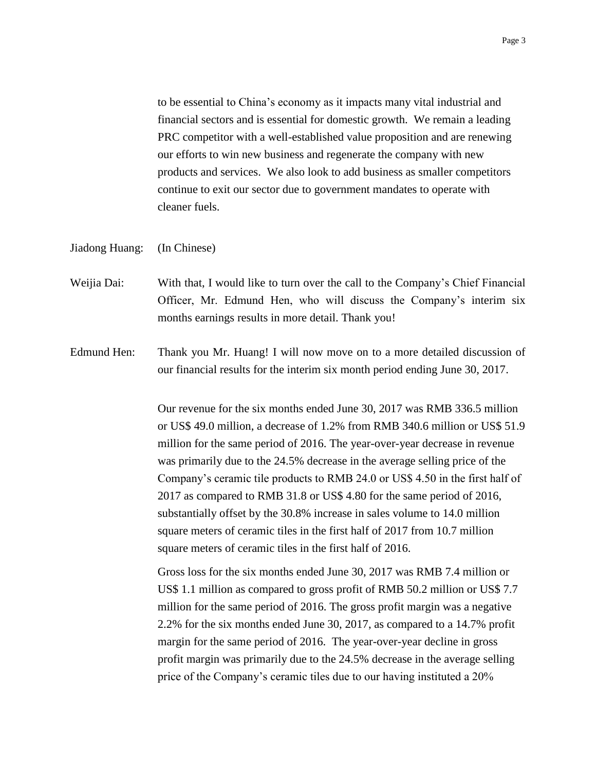to be essential to China's economy as it impacts many vital industrial and financial sectors and is essential for domestic growth. We remain a leading PRC competitor with a well-established value proposition and are renewing our efforts to win new business and regenerate the company with new products and services. We also look to add business as smaller competitors continue to exit our sector due to government mandates to operate with cleaner fuels.

Jiadong Huang: (In Chinese)

Weijia Dai: With that, I would like to turn over the call to the Company's Chief Financial Officer, Mr. Edmund Hen, who will discuss the Company's interim six months earnings results in more detail. Thank you!

Edmund Hen: Thank you Mr. Huang! I will now move on to a more detailed discussion of our financial results for the interim six month period ending June 30, 2017.

Our revenue for the six months ended June 30, 2017 was RMB 336.5 million or US$ 49.0 million, a decrease of 1.2% from RMB 340.6 million or US$ 51.9 million for the same period of 2016. The year-over-year decrease in revenue was primarily due to the 24.5% decrease in the average selling price of the Company's ceramic tile products to RMB 24.0 or US$ 4.50 in the first half of 2017 as compared to RMB 31.8 or US$ 4.80 for the same period of 2016, substantially offset by the 30.8% increase in sales volume to 14.0 million square meters of ceramic tiles in the first half of 2017 from 10.7 million square meters of ceramic tiles in the first half of 2016.

Gross loss for the six months ended June 30, 2017 was RMB 7.4 million or US$ 1.1 million as compared to gross profit of RMB 50.2 million or US$ 7.7 million for the same period of 2016. The gross profit margin was a negative 2.2% for the six months ended June 30, 2017, as compared to a 14.7% profit margin for the same period of 2016. The year-over-year decline in gross profit margin was primarily due to the 24.5% decrease in the average selling price of the Company's ceramic tiles due to our having instituted a 20%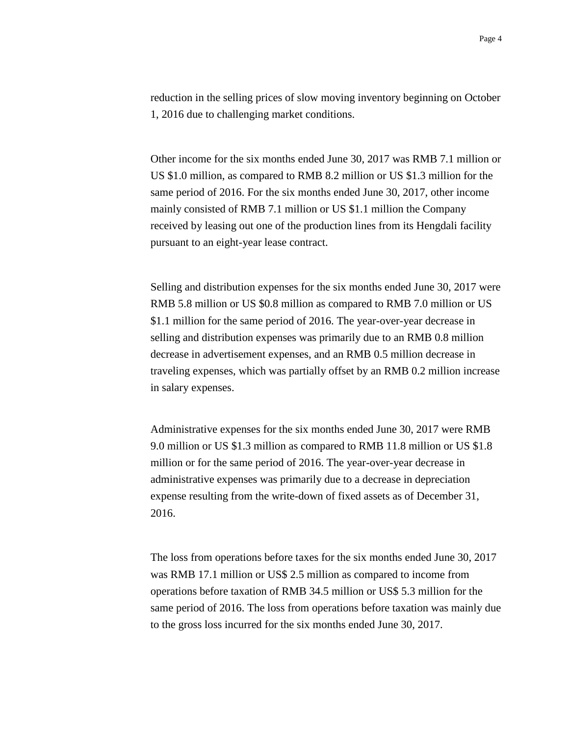reduction in the selling prices of slow moving inventory beginning on October 1, 2016 due to challenging market conditions.

Other income for the six months ended June 30, 2017 was RMB 7.1 million or US $1.0 million, as compared to RMB 8.2 million or US $1.3 million for the same period of 2016. For the six months ended June 30, 2017, other income mainly consisted of RMB 7.1 million or US $1.1 million the Company received by leasing out one of the production lines from its Hengdali facility pursuant to an eight-year lease contract.

Selling and distribution expenses for the six months ended June 30, 2017 were RMB 5.8 million or US $0.8 million as compared to RMB 7.0 million or US $1.1 million for the same period of 2016. The year-over-year decrease in selling and distribution expenses was primarily due to an RMB 0.8 million decrease in advertisement expenses, and an RMB 0.5 million decrease in traveling expenses, which was partially offset by an RMB 0.2 million increase in salary expenses.

Administrative expenses for the six months ended June 30, 2017 were RMB 9.0 million or US $1.3 million as compared to RMB 11.8 million or US $1.8 million or for the same period of 2016. The year-over-year decrease in administrative expenses was primarily due to a decrease in depreciation expense resulting from the write-down of fixed assets as of December 31, 2016.

The loss from operations before taxes for the six months ended June 30, 2017 was RMB 17.1 million or US$ 2.5 million as compared to income from operations before taxation of RMB 34.5 million or US$ 5.3 million for the same period of 2016. The loss from operations before taxation was mainly due to the gross loss incurred for the six months ended June 30, 2017.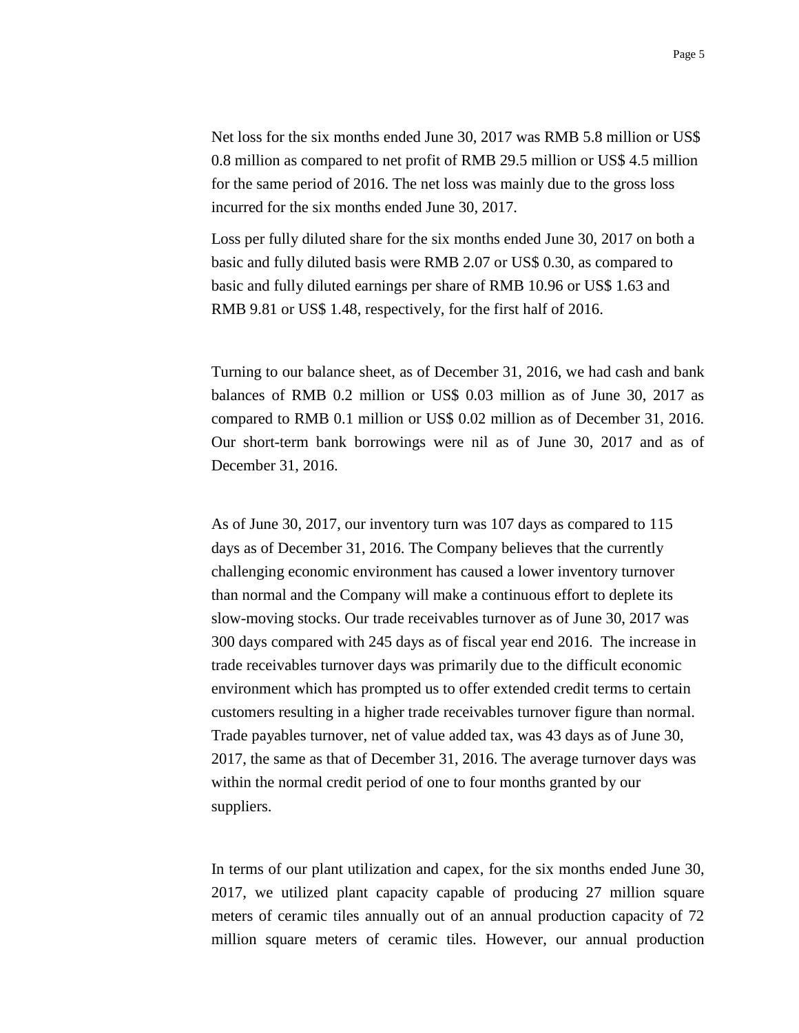Net loss for the six months ended June 30, 2017 was RMB 5.8 million or US$ 0.8 million as compared to net profit of RMB 29.5 million or US$ 4.5 million for the same period of 2016. The net loss was mainly due to the gross loss incurred for the six months ended June 30, 2017.

Loss per fully diluted share for the six months ended June 30, 2017 on both a basic and fully diluted basis were RMB 2.07 or US$ 0.30, as compared to basic and fully diluted earnings per share of RMB 10.96 or US$ 1.63 and RMB 9.81 or US$ 1.48, respectively, for the first half of 2016.

Turning to our balance sheet, as of December 31, 2016, we had cash and bank balances of RMB 0.2 million or US$ 0.03 million as of June 30, 2017 as compared to RMB 0.1 million or US$ 0.02 million as of December 31, 2016. Our short-term bank borrowings were nil as of June 30, 2017 and as of December 31, 2016.

As of June 30, 2017, our inventory turn was 107 days as compared to 115 days as of December 31, 2016. The Company believes that the currently challenging economic environment has caused a lower inventory turnover than normal and the Company will make a continuous effort to deplete its slow-moving stocks. Our trade receivables turnover as of June 30, 2017 was 300 days compared with 245 days as of fiscal year end 2016. The increase in trade receivables turnover days was primarily due to the difficult economic environment which has prompted us to offer extended credit terms to certain customers resulting in a higher trade receivables turnover figure than normal. Trade payables turnover, net of value added tax, was 43 days as of June 30, 2017, the same as that of December 31, 2016. The average turnover days was within the normal credit period of one to four months granted by our suppliers.

In terms of our plant utilization and capex, for the six months ended June 30, 2017, we utilized plant capacity capable of producing 27 million square meters of ceramic tiles annually out of an annual production capacity of 72 million square meters of ceramic tiles. However, our annual production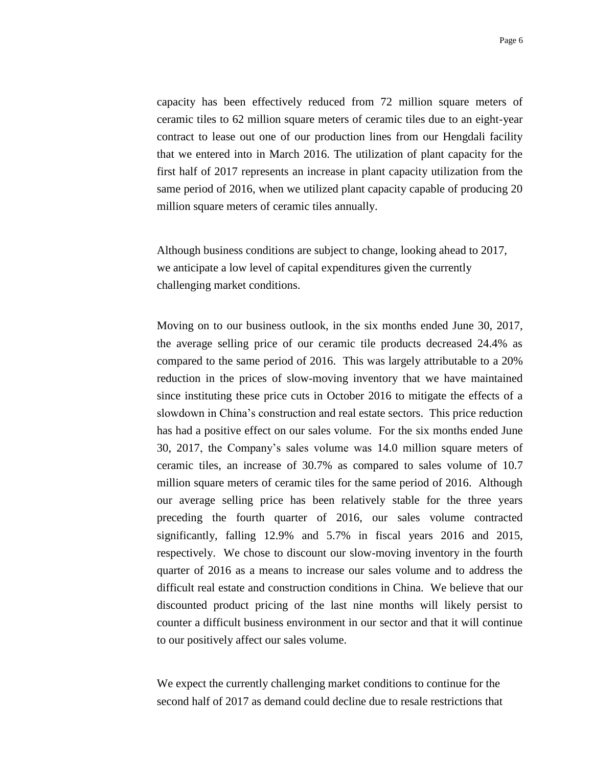capacity has been effectively reduced from 72 million square meters of ceramic tiles to 62 million square meters of ceramic tiles due to an eight-year contract to lease out one of our production lines from our Hengdali facility that we entered into in March 2016. The utilization of plant capacity for the first half of 2017 represents an increase in plant capacity utilization from the same period of 2016, when we utilized plant capacity capable of producing 20 million square meters of ceramic tiles annually.

Although business conditions are subject to change, looking ahead to 2017, we anticipate a low level of capital expenditures given the currently challenging market conditions.

Moving on to our business outlook, in the six months ended June 30, 2017, the average selling price of our ceramic tile products decreased 24.4% as compared to the same period of 2016. This was largely attributable to a 20% reduction in the prices of slow-moving inventory that we have maintained since instituting these price cuts in October 2016 to mitigate the effects of a slowdown in China's construction and real estate sectors. This price reduction has had a positive effect on our sales volume. For the six months ended June 30, 2017, the Company's sales volume was 14.0 million square meters of ceramic tiles, an increase of 30.7% as compared to sales volume of 10.7 million square meters of ceramic tiles for the same period of 2016. Although our average selling price has been relatively stable for the three years preceding the fourth quarter of 2016, our sales volume contracted significantly, falling 12.9% and 5.7% in fiscal years 2016 and 2015, respectively. We chose to discount our slow-moving inventory in the fourth quarter of 2016 as a means to increase our sales volume and to address the difficult real estate and construction conditions in China. We believe that our discounted product pricing of the last nine months will likely persist to counter a difficult business environment in our sector and that it will continue to our positively affect our sales volume.

We expect the currently challenging market conditions to continue for the second half of 2017 as demand could decline due to resale restrictions that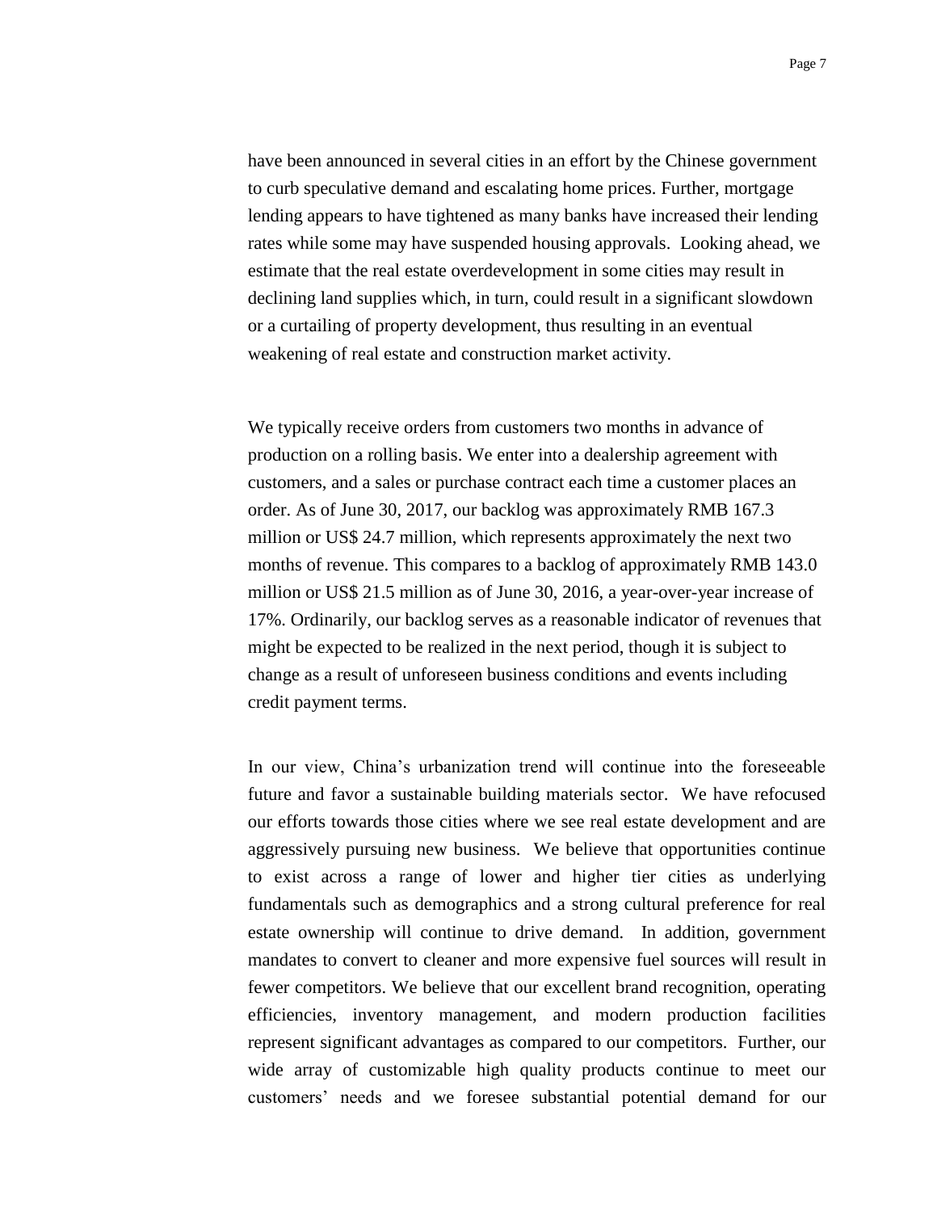have been announced in several cities in an effort by the Chinese government to curb speculative demand and escalating home prices. Further, mortgage lending appears to have tightened as many banks have increased their lending rates while some may have suspended housing approvals. Looking ahead, we estimate that the real estate overdevelopment in some cities may result in declining land supplies which, in turn, could result in a significant slowdown or a curtailing of property development, thus resulting in an eventual weakening of real estate and construction market activity.

We typically receive orders from customers two months in advance of production on a rolling basis. We enter into a dealership agreement with customers, and a sales or purchase contract each time a customer places an order. As of June 30, 2017, our backlog was approximately RMB 167.3 million or US$ 24.7 million, which represents approximately the next two months of revenue. This compares to a backlog of approximately RMB 143.0 million or US$ 21.5 million as of June 30, 2016, a year-over-year increase of 17%. Ordinarily, our backlog serves as a reasonable indicator of revenues that might be expected to be realized in the next period, though it is subject to change as a result of unforeseen business conditions and events including credit payment terms.

In our view, China's urbanization trend will continue into the foreseeable future and favor a sustainable building materials sector. We have refocused our efforts towards those cities where we see real estate development and are aggressively pursuing new business. We believe that opportunities continue to exist across a range of lower and higher tier cities as underlying fundamentals such as demographics and a strong cultural preference for real estate ownership will continue to drive demand. In addition, government mandates to convert to cleaner and more expensive fuel sources will result in fewer competitors. We believe that our excellent brand recognition, operating efficiencies, inventory management, and modern production facilities represent significant advantages as compared to our competitors. Further, our wide array of customizable high quality products continue to meet our customers' needs and we foresee substantial potential demand for our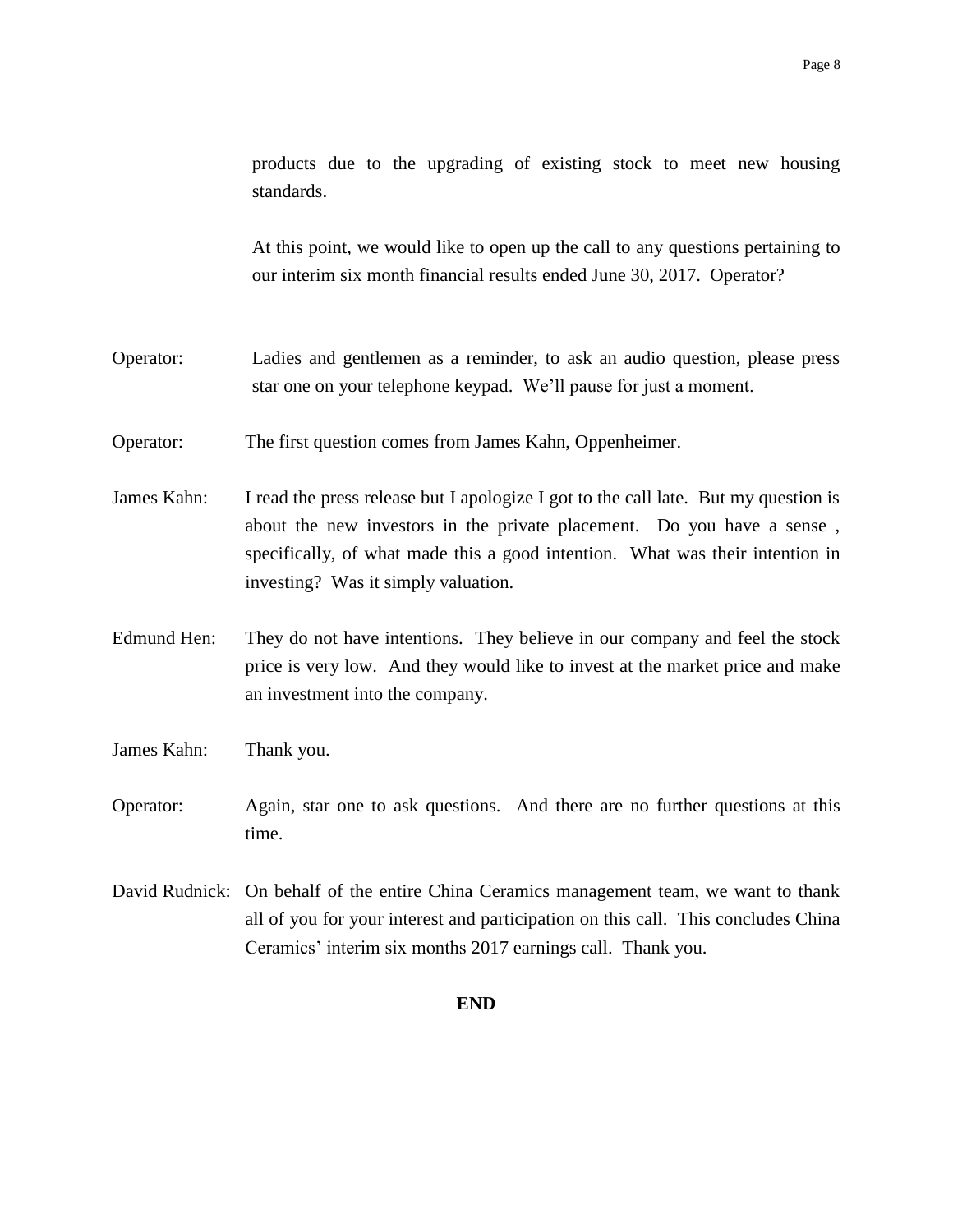products due to the upgrading of existing stock to meet new housing standards.

At this point, we would like to open up the call to any questions pertaining to our interim six month financial results ended June 30, 2017. Operator?

Operator: Ladies and gentlemen as a reminder, to ask an audio question, please press star one on your telephone keypad. We'll pause for just a moment.

Operator: The first question comes from James Kahn, Oppenheimer.

James Kahn: I read the press release but I apologize I got to the call late. But my question is about the new investors in the private placement. Do you have a sense , specifically, of what made this a good intention. What was their intention in investing? Was it simply valuation.

Edmund Hen: They do not have intentions. They believe in our company and feel the stock price is very low. And they would like to invest at the market price and make an investment into the company.

James Kahn: Thank you.

Operator: Again, star one to ask questions. And there are no further questions at this time.

David Rudnick: On behalf of the entire China Ceramics management team, we want to thank all of you for your interest and participation on this call. This concludes China Ceramics' interim six months 2017 earnings call. Thank you.

**END**